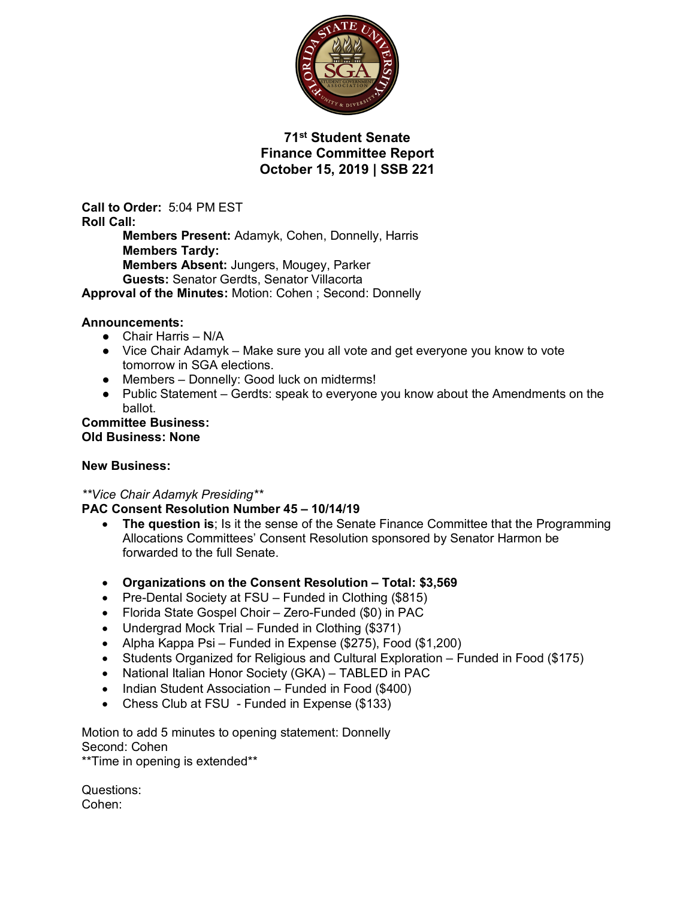# 71st Student Senate
# Finance Committee Report
# October 15, 2019 | SSB 221

**Call to Order:** 5:04 PM EST
**Roll Call:**

> **Members Present:** Adamyk, Cohen, Donnelly, Harris
> **Members Tardy:**
> **Members Absent:** Jungers, Mougey, Parker
> **Guests:** Senator Gerdts, Senator Villacorta

**Approval of the Minutes:** Motion: Cohen ; Second: Donnelly

**Announcements:**

- Chair Harris – N/A
- Vice Chair Adamyk – Make sure you all vote and get everyone you know to vote tomorrow in SGA elections.
- Members – Donnelly: Good luck on midterms!
- Public Statement – Gerdts: speak to everyone you know about the Amendments on the ballot.

**Committee Business:**
**Old Business: None**

**New Business:**

*\*\*Vice Chair Adamyk Presiding\*\**

**PAC Consent Resolution Number 45 – 10/14/19**

- **The question is**; Is it the sense of the Senate Finance Committee that the Programming Allocations Committees' Consent Resolution sponsored by Senator Harmon be forwarded to the full Senate.

- **Organizations on the Consent Resolution – Total: $3,569**
- Pre-Dental Society at FSU – Funded in Clothing ($815)
- Florida State Gospel Choir – Zero-Funded ($0) in PAC
- Undergrad Mock Trial – Funded in Clothing ($371)
- Alpha Kappa Psi – Funded in Expense ($275), Food ($1,200)
- Students Organized for Religious and Cultural Exploration – Funded in Food ($175)
- National Italian Honor Society (GKA) – TABLED in PAC
- Indian Student Association – Funded in Food ($400)
- Chess Club at FSU - Funded in Expense ($133)

Motion to add 5 minutes to opening statement: Donnelly
Second: Cohen
\*\*Time in opening is extended\*\*

Questions:
Cohen: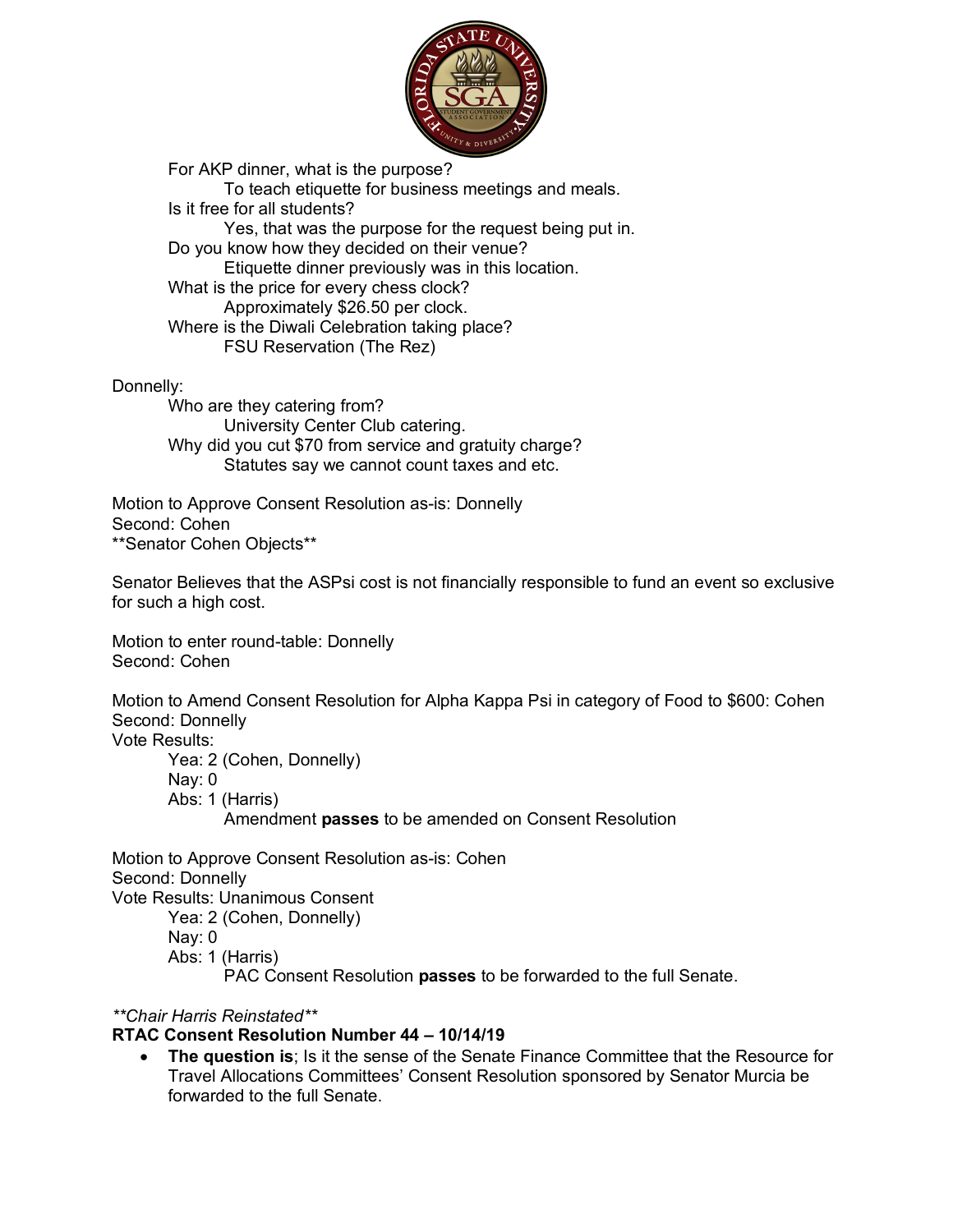For AKP dinner, what is the purpose?

To teach etiquette for business meetings and meals.

Is it free for all students?

Yes, that was the purpose for the request being put in.

Do you know how they decided on their venue?

Etiquette dinner previously was in this location.

What is the price for every chess clock?

Approximately $26.50 per clock.

Where is the Diwali Celebration taking place?

FSU Reservation (The Rez)

Donnelly:

Who are they catering from?

University Center Club catering.

Why did you cut $70 from service and gratuity charge?

Statutes say we cannot count taxes and etc.

Motion to Approve Consent Resolution as-is: Donnelly
Second: Cohen
**Senator Cohen Objects**

Senator Believes that the ASPsi cost is not financially responsible to fund an event so exclusive for such a high cost.

Motion to enter round-table: Donnelly
Second: Cohen

Motion to Amend Consent Resolution for Alpha Kappa Psi in category of Food to $600: Cohen
Second: Donnelly
Vote Results:

Yea: 2 (Cohen, Donnelly)
Nay: 0
Abs: 1 (Harris)

Amendment **passes** to be amended on Consent Resolution

Motion to Approve Consent Resolution as-is: Cohen
Second: Donnelly
Vote Results: Unanimous Consent

Yea: 2 (Cohen, Donnelly)
Nay: 0
Abs: 1 (Harris)

PAC Consent Resolution **passes** to be forwarded to the full Senate.

*\*\*Chair Harris Reinstated\*\**

**RTAC Consent Resolution Number 44 – 10/14/19**

- **The question is**; Is it the sense of the Senate Finance Committee that the Resource for Travel Allocations Committees' Consent Resolution sponsored by Senator Murcia be forwarded to the full Senate.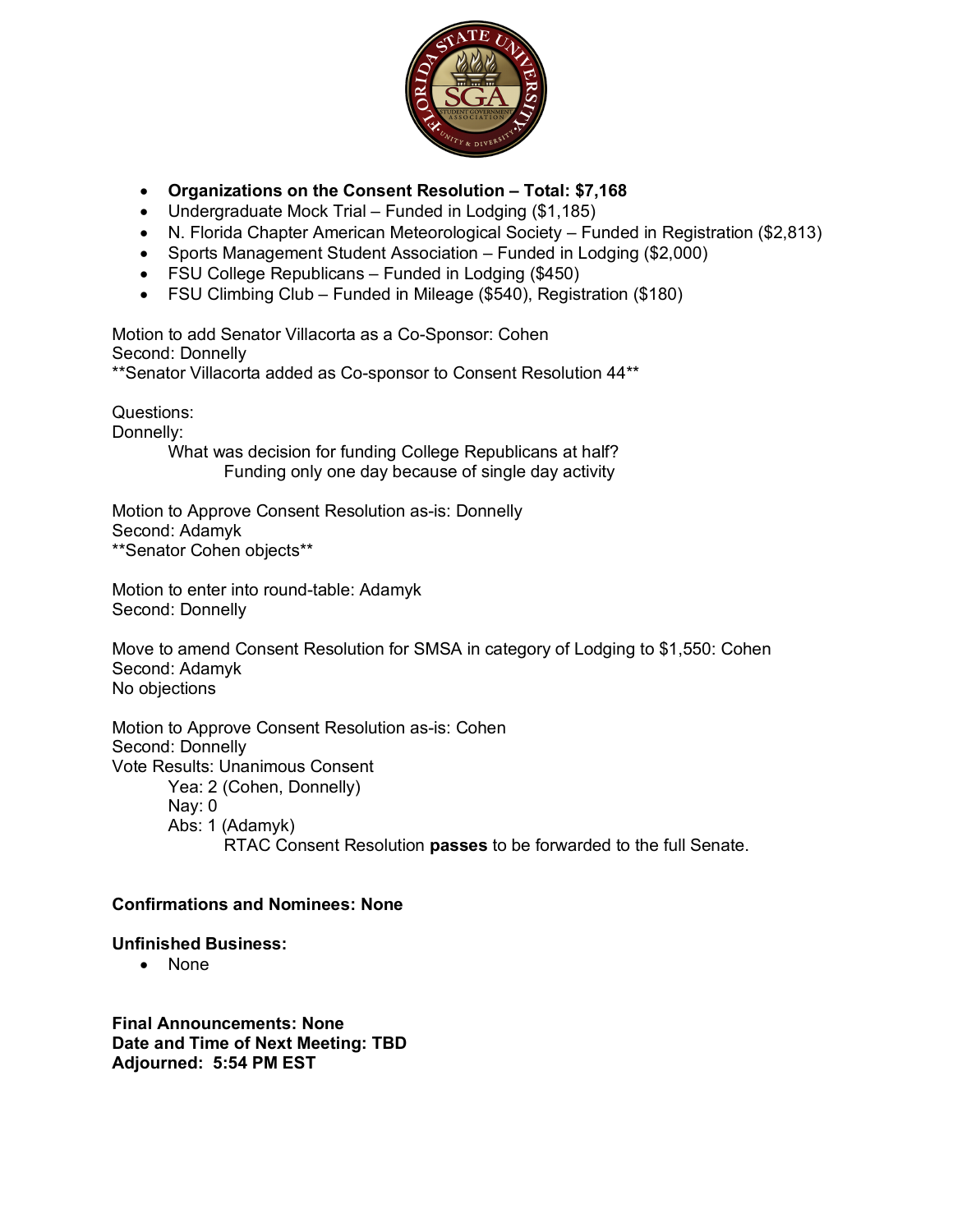- **Organizations on the Consent Resolution – Total: $7,168**
- Undergraduate Mock Trial – Funded in Lodging ($1,185)
- N. Florida Chapter American Meteorological Society – Funded in Registration ($2,813)
- Sports Management Student Association – Funded in Lodging ($2,000)
- FSU College Republicans – Funded in Lodging ($450)
- FSU Climbing Club – Funded in Mileage ($540), Registration ($180)

Motion to add Senator Villacorta as a Co-Sponsor: Cohen
Second: Donnelly
**Senator Villacorta added as Co-sponsor to Consent Resolution 44**

Questions:
Donnelly:
  What was decision for funding College Republicans at half?
    Funding only one day because of single day activity

Motion to Approve Consent Resolution as-is: Donnelly
Second: Adamyk
**Senator Cohen objects**

Motion to enter into round-table: Adamyk
Second: Donnelly

Move to amend Consent Resolution for SMSA in category of Lodging to $1,550: Cohen
Second: Adamyk
No objections

Motion to Approve Consent Resolution as-is: Cohen
Second: Donnelly
Vote Results: Unanimous Consent
  Yea: 2 (Cohen, Donnelly)
  Nay: 0
  Abs: 1 (Adamyk)
    RTAC Consent Resolution **passes** to be forwarded to the full Senate.

**Confirmations and Nominees: None**

**Unfinished Business:**
- None

**Final Announcements: None**
**Date and Time of Next Meeting: TBD**
**Adjourned: 5:54 PM EST**